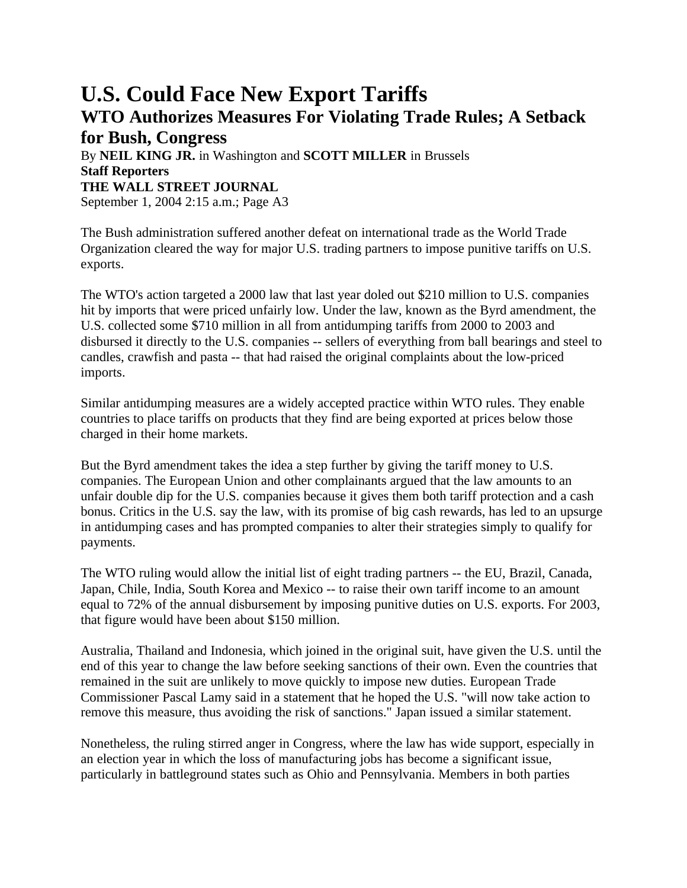# U.S. Could Face New Export Tariffs

## WTO Authorizes Measures For Violating Trade Rules; A Setback for Bush, Congress

By **NEIL KING JR.** in Washington and **SCOTT MILLER** in Brussels
**Staff Reporters**
**THE WALL STREET JOURNAL**
September 1, 2004 2:15 a.m.; Page A3

The Bush administration suffered another defeat on international trade as the World Trade Organization cleared the way for major U.S. trading partners to impose punitive tariffs on U.S. exports.

The WTO's action targeted a 2000 law that last year doled out $210 million to U.S. companies hit by imports that were priced unfairly low. Under the law, known as the Byrd amendment, the U.S. collected some $710 million in all from antidumping tariffs from 2000 to 2003 and disbursed it directly to the U.S. companies -- sellers of everything from ball bearings and steel to candles, crawfish and pasta -- that had raised the original complaints about the low-priced imports.

Similar antidumping measures are a widely accepted practice within WTO rules. They enable countries to place tariffs on products that they find are being exported at prices below those charged in their home markets.

But the Byrd amendment takes the idea a step further by giving the tariff money to U.S. companies. The European Union and other complainants argued that the law amounts to an unfair double dip for the U.S. companies because it gives them both tariff protection and a cash bonus. Critics in the U.S. say the law, with its promise of big cash rewards, has led to an upsurge in antidumping cases and has prompted companies to alter their strategies simply to qualify for payments.

The WTO ruling would allow the initial list of eight trading partners -- the EU, Brazil, Canada, Japan, Chile, India, South Korea and Mexico -- to raise their own tariff income to an amount equal to 72% of the annual disbursement by imposing punitive duties on U.S. exports. For 2003, that figure would have been about $150 million.

Australia, Thailand and Indonesia, which joined in the original suit, have given the U.S. until the end of this year to change the law before seeking sanctions of their own. Even the countries that remained in the suit are unlikely to move quickly to impose new duties. European Trade Commissioner Pascal Lamy said in a statement that he hoped the U.S. "will now take action to remove this measure, thus avoiding the risk of sanctions." Japan issued a similar statement.

Nonetheless, the ruling stirred anger in Congress, where the law has wide support, especially in an election year in which the loss of manufacturing jobs has become a significant issue, particularly in battleground states such as Ohio and Pennsylvania. Members in both parties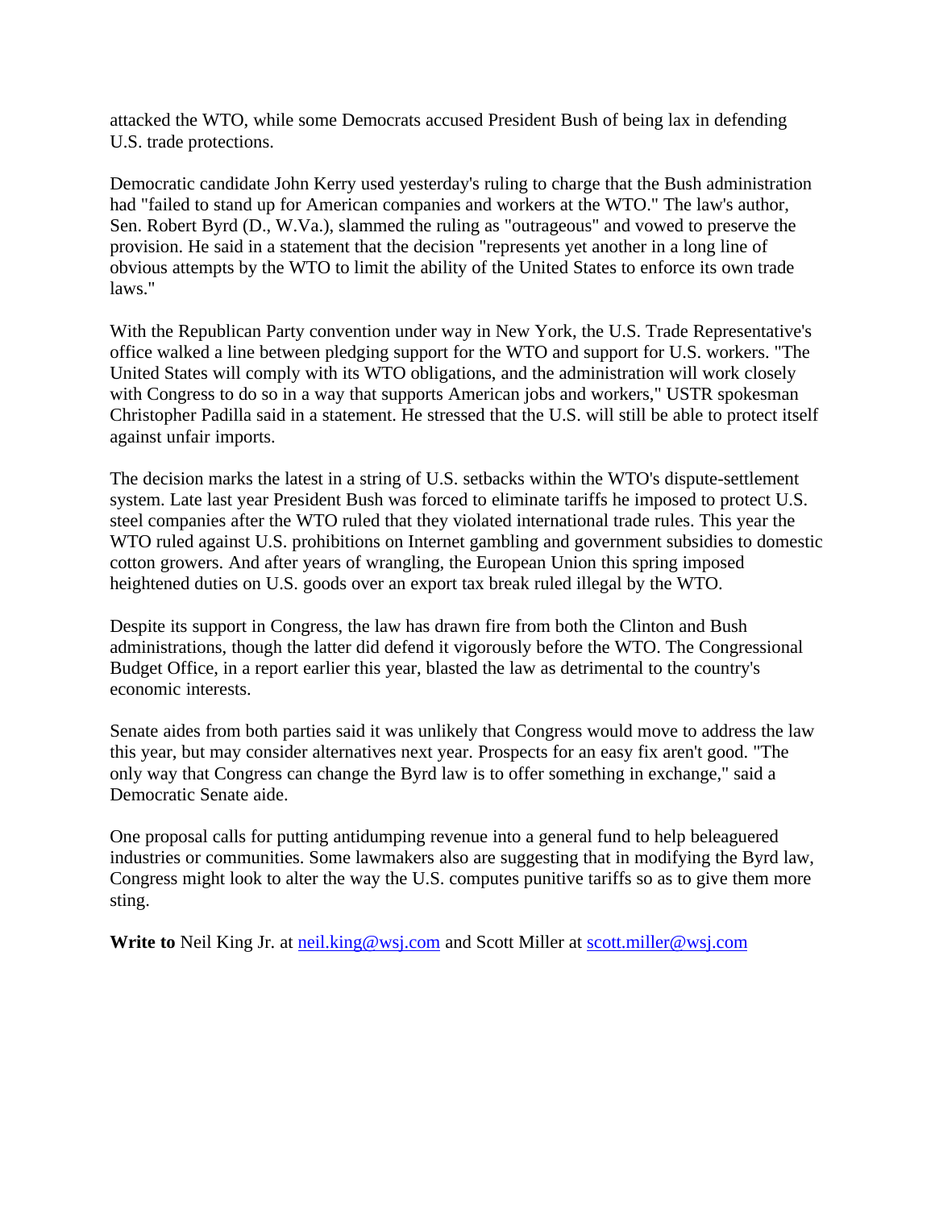attacked the WTO, while some Democrats accused President Bush of being lax in defending U.S. trade protections.

Democratic candidate John Kerry used yesterday's ruling to charge that the Bush administration had "failed to stand up for American companies and workers at the WTO." The law's author, Sen. Robert Byrd (D., W.Va.), slammed the ruling as "outrageous" and vowed to preserve the provision. He said in a statement that the decision "represents yet another in a long line of obvious attempts by the WTO to limit the ability of the United States to enforce its own trade laws."

With the Republican Party convention under way in New York, the U.S. Trade Representative's office walked a line between pledging support for the WTO and support for U.S. workers. "The United States will comply with its WTO obligations, and the administration will work closely with Congress to do so in a way that supports American jobs and workers," USTR spokesman Christopher Padilla said in a statement. He stressed that the U.S. will still be able to protect itself against unfair imports.

The decision marks the latest in a string of U.S. setbacks within the WTO's dispute-settlement system. Late last year President Bush was forced to eliminate tariffs he imposed to protect U.S. steel companies after the WTO ruled that they violated international trade rules. This year the WTO ruled against U.S. prohibitions on Internet gambling and government subsidies to domestic cotton growers. And after years of wrangling, the European Union this spring imposed heightened duties on U.S. goods over an export tax break ruled illegal by the WTO.

Despite its support in Congress, the law has drawn fire from both the Clinton and Bush administrations, though the latter did defend it vigorously before the WTO. The Congressional Budget Office, in a report earlier this year, blasted the law as detrimental to the country's economic interests.

Senate aides from both parties said it was unlikely that Congress would move to address the law this year, but may consider alternatives next year. Prospects for an easy fix aren't good. "The only way that Congress can change the Byrd law is to offer something in exchange," said a Democratic Senate aide.

One proposal calls for putting antidumping revenue into a general fund to help beleaguered industries or communities. Some lawmakers also are suggesting that in modifying the Byrd law, Congress might look to alter the way the U.S. computes punitive tariffs so as to give them more sting.

**Write to** Neil King Jr. at neil.king@wsj.com and Scott Miller at scott.miller@wsj.com